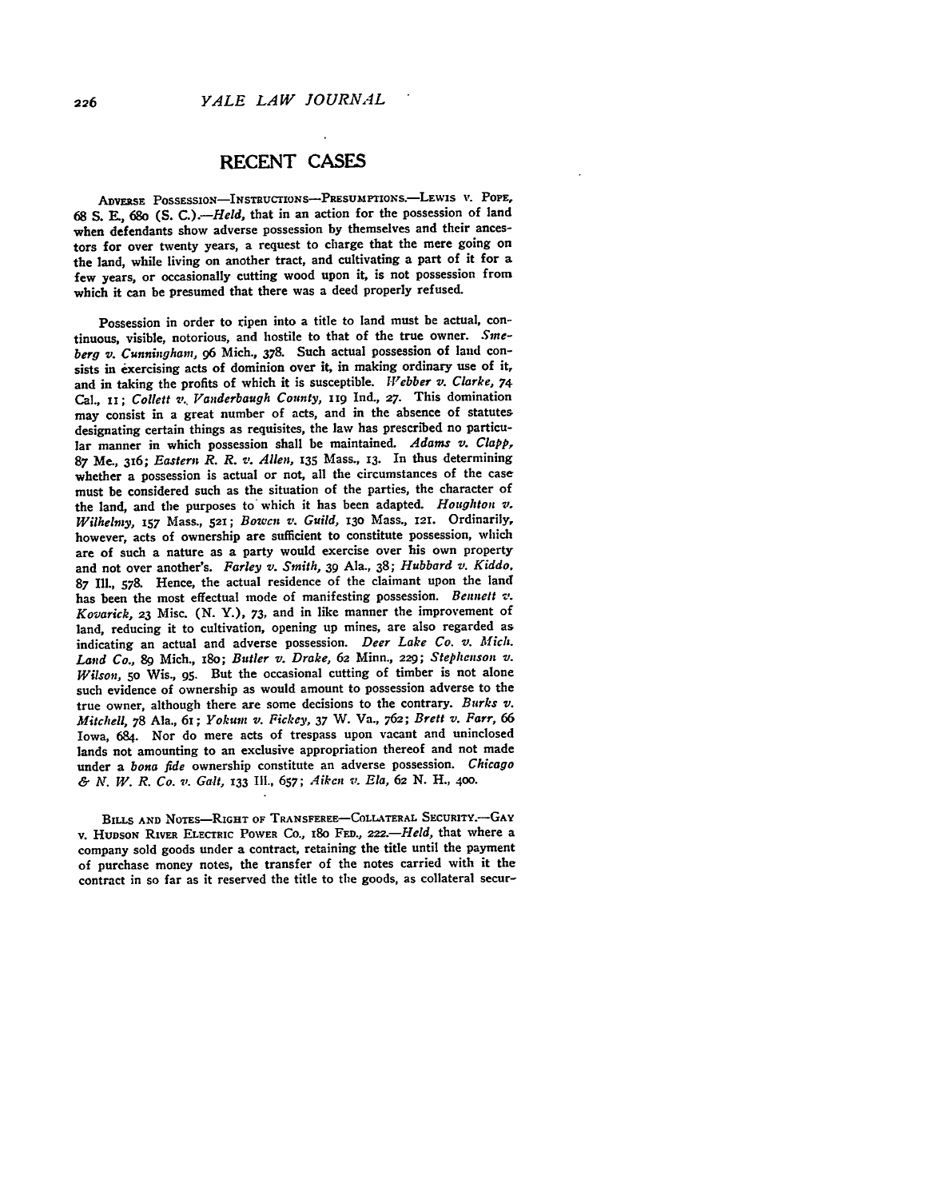## RECENT CASES

ADVERSE POSSESSION—INSTRUCTIONS—PRESUMPTIONS.—LEWIS v. POPE, 68 S. E., 680 (S. C.).—*Held*, that in an action for the possession of land when defendants show adverse possession by themselves and their ancestors for over twenty years, a request to charge that the mere going on the land, while living on another tract, and cultivating a part of it for a few years, or occasionally cutting wood upon it, is not possession from which it can be presumed that there was a deed properly refused.

Possession in order to ripen into a title to land must be actual, continuous, visible, notorious, and hostile to that of the true owner. *Smeberg v. Cunningham*, 96 Mich., 378. Such actual possession of land consists in exercising acts of dominion over it, in making ordinary use of it, and in taking the profits of which it is susceptible. *Webber v. Clarke*, 74 Cal., 11; *Collett v. Vanderbaugh County*, 119 Ind., 27. This domination may consist in a great number of acts, and in the absence of statutes designating certain things as requisites, the law has prescribed no particular manner in which possession shall be maintained. *Adams v. Clapp*, 87 Me., 316; *Eastern R. R. v. Allen*, 135 Mass., 13. In thus determining whether a possession is actual or not, all the circumstances of the case must be considered such as the situation of the parties, the character of the land, and the purposes to which it has been adapted. *Houghton v. Wilhelmy*, 157 Mass., 521; *Bowen v. Guild*, 130 Mass., 121. Ordinarily, however, acts of ownership are sufficient to constitute possession, which are of such a nature as a party would exercise over his own property and not over another's. *Farley v. Smith*, 39 Ala., 38; *Hubbard v. Kiddo*, 87 Ill., 578. Hence, the actual residence of the claimant upon the land has been the most effectual mode of manifesting possession. *Bennett v. Kovarick*, 23 Misc. (N. Y.), 73, and in like manner the improvement of land, reducing it to cultivation, opening up mines, are also regarded as indicating an actual and adverse possession. *Deer Lake Co. v. Mich. Land Co.*, 89 Mich., 180; *Butler v. Drake*, 62 Minn., 229; *Stephenson v. Wilson*, 50 Wis., 95. But the occasional cutting of timber is not alone such evidence of ownership as would amount to possession adverse to the true owner, although there are some decisions to the contrary. *Burks v. Mitchell*, 78 Ala., 61; *Yokum v. Fickey*, 37 W. Va., 762; *Brett v. Farr*, 66 Iowa, 684. Nor do mere acts of trespass upon vacant and uninclosed lands not amounting to an exclusive appropriation thereof and not made under a *bona fide* ownership constitute an adverse possession. *Chicago & N. W. R. Co. v. Galt*, 133 Ill., 657; *Aiken v. Ela*, 62 N. H., 400.

BILLS AND NOTES—RIGHT OF TRANSFEREE—COLLATERAL SECURITY.—GAY v. HUDSON RIVER ELECTRIC POWER CO., 180 FED., 222.—*Held*, that where a company sold goods under a contract, retaining the title until the payment of purchase money notes, the transfer of the notes carried with it the contract in so far as it reserved the title to the goods, as collateral secur-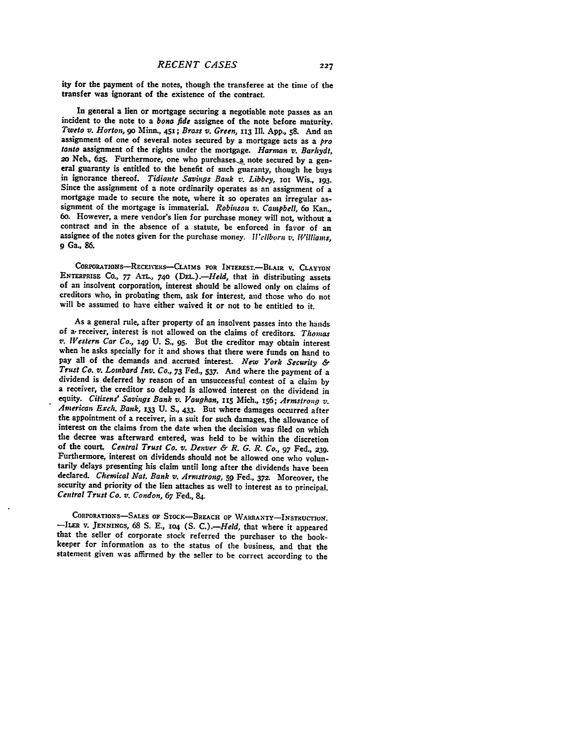ity for the payment of the notes, though the transferee at the time of the transfer was ignorant of the existence of the contract.

In general a lien or mortgage securing a negotiable note passes as an incident to the note to a *bona fide* assignee of the note before maturity. *Tweto v. Horton,* 90 Minn., 451; *Brass v. Green,* 113 Ill. App., 58. And an assignment of one of several notes secured by a mortgage acts as a *pro tanto* assignment of the rights under the mortgage. *Harman v. Barhydt,* 20 Neb., 625. Furthermore, one who purchases a note secured by a general guaranty is entitled to the benefit of such guaranty, though he buys in ignorance thereof. *Tidionte Savings Bank v. Libbey,* 101 Wis., 193. Since the assignment of a note ordinarily operates as an assignment of a mortgage made to secure the note, where it so operates an irregular assignment of the mortgage is immaterial. *Robinson v. Campbell,* 60 Kan., 60. However, a mere vendor's lien for purchase money will not, without a contract and in the absence of a statute, be enforced in favor of an assignee of the notes given for the purchase money. *Wellborn v. Williams,* 9 Ga., 86.

CORPORATIONS—RECEIVERS—CLAIMS FOR INTEREST.—BLAIR v. CLAYTON ENTERPRISE CO., 77 ATL., 740 (DEL.).—*Held,* that in distributing assets of an insolvent corporation, interest should be allowed only on claims of creditors who, in probating them, ask for interest, and those who do not will be assumed to have either waived it or not to be entitled to it.

As a general rule, after property of an insolvent passes into the hands of a receiver, interest is not allowed on the claims of creditors. *Thomas v. Western Car Co.,* 149 U. S., 95. But the creditor may obtain interest when he asks specially for it and shows that there were funds on hand to pay all of the demands and accrued interest. *New York Security & Trust Co. v. Lombard Inv. Co.,* 73 Fed., 537. And where the payment of a dividend is deferred by reason of an unsuccessful contest of a claim by a receiver, the creditor so delayed is allowed interest on the dividend in equity. *Citizens' Savings Bank v. Vaughan,* 115 Mich., 156; *Armstrong v. American Exch. Bank,* 133 U. S., 433. But where damages occurred after the appointment of a receiver, in a suit for such damages, the allowance of interest on the claims from the date when the decision was filed on which the decree was afterward entered, was held to be within the discretion of the court. *Central Trust Co. v. Denver & R. G. R. Co.,* 97 Fed., 239. Furthermore, interest on dividends should not be allowed one who voluntarily delays presenting his claim until long after the dividends have been declared. *Chemical Nat. Bank v. Armstrong,* 59 Fed., 372. Moreover, the security and priority of the lien attaches as well to interest as to principal. *Central Trust Co. v. Condon,* 67 Fed., 84.

CORPORATIONS—SALES OF STOCK—BREACH OF WARRANTY—INSTRUCTION. —ILER v. JENNINGS, 68 S. E., 104 (S. C.).—*Held,* that where it appeared that the seller of corporate stock referred the purchaser to the bookkeeper for information as to the status of the business, and that the statement given was affirmed by the seller to be correct according to the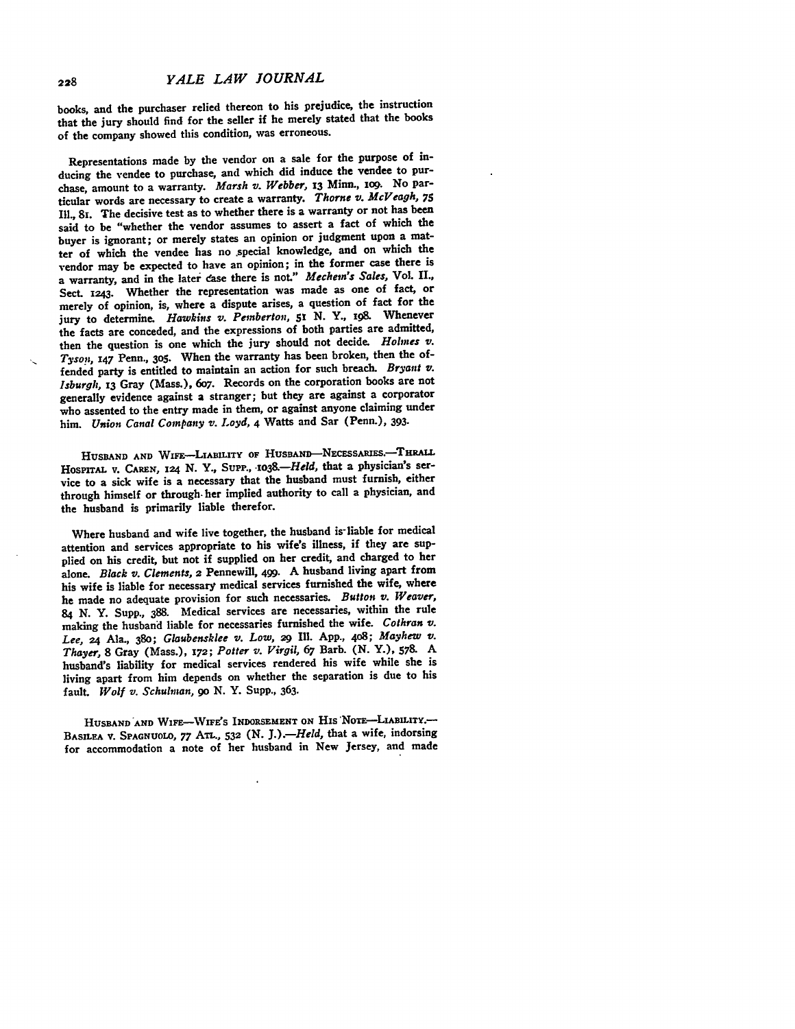books, and the purchaser relied thereon to his prejudice, the instruction that the jury should find for the seller if he merely stated that the books of the company showed this condition, was erroneous.

Representations made by the vendor on a sale for the purpose of inducing the vendee to purchase, and which did induce the vendee to purchase, amount to a warranty. *Marsh v. Webber*, 13 Minn., 109. No particular words are necessary to create a warranty. *Thorne v. McVeagh*, 75 Ill., 81. The decisive test as to whether there is a warranty or not has been said to be "whether the vendor assumes to assert a fact of which the buyer is ignorant; or merely states an opinion or judgment upon a matter of which the vendee has no special knowledge, and on which the vendor may be expected to have an opinion; in the former case there is a warranty, and in the later case there is not." *Mechem's Sales*, Vol. II., Sect. 1243. Whether the representation was made as one of fact, or merely of opinion, is, where a dispute arises, a question of fact for the jury to determine. *Hawkins v. Pemberton*, 51 N. Y., 198. Whenever the facts are conceded, and the expressions of both parties are admitted, then the question is one which the jury should not decide. *Holmes v. Tyson*, 147 Penn., 305. When the warranty has been broken, then the offended party is entitled to maintain an action for such breach. *Bryant v. Isburgh*, 13 Gray (Mass.), 607. Records on the corporation books are not generally evidence against a stranger; but they are against a corporator who assented to the entry made in them, or against anyone claiming under him. *Union Canal Company v. Loyd*, 4 Watts and Sar (Penn.), 393.

HUSBAND AND WIFE—LIABILITY OF HUSBAND—NECESSARIES.—THRALL HOSPITAL v. CAREN, 124 N. Y., SUPP., 1038.—*Held*, that a physician's service to a sick wife is a necessary that the husband must furnish, either through himself or through her implied authority to call a physician, and the husband is primarily liable therefor.

Where husband and wife live together, the husband is liable for medical attention and services appropriate to his wife's illness, if they are supplied on his credit, but not if supplied on her credit, and charged to her alone. *Black v. Clements*, 2 Pennewill, 499. A husband living apart from his wife is liable for necessary medical services furnished the wife, where he made no adequate provision for such necessaries. *Button v. Weaver*, 84 N. Y. Supp., 388. Medical services are necessaries, within the rule making the husband liable for necessaries furnished the wife. *Cothran v. Lee*, 24 Ala., 380; *Glaubensklee v. Low*, 29 Ill. App., 408; *Mayhew v. Thayer*, 8 Gray (Mass.), 172; *Potter v. Virgil*, 67 Barb. (N. Y.), 578. A husband's liability for medical services rendered his wife while she is living apart from him depends on whether the separation is due to his fault. *Wolf v. Schulman*, 90 N. Y. Supp., 363.

HUSBAND AND WIFE—WIFE'S INDORSEMENT ON HIS NOTE—LIABILITY.—BASILEA v. SPAGNUOLO, 77 ATL., 532 (N. J.).—*Held*, that a wife, indorsing for accommodation a note of her husband in New Jersey, and made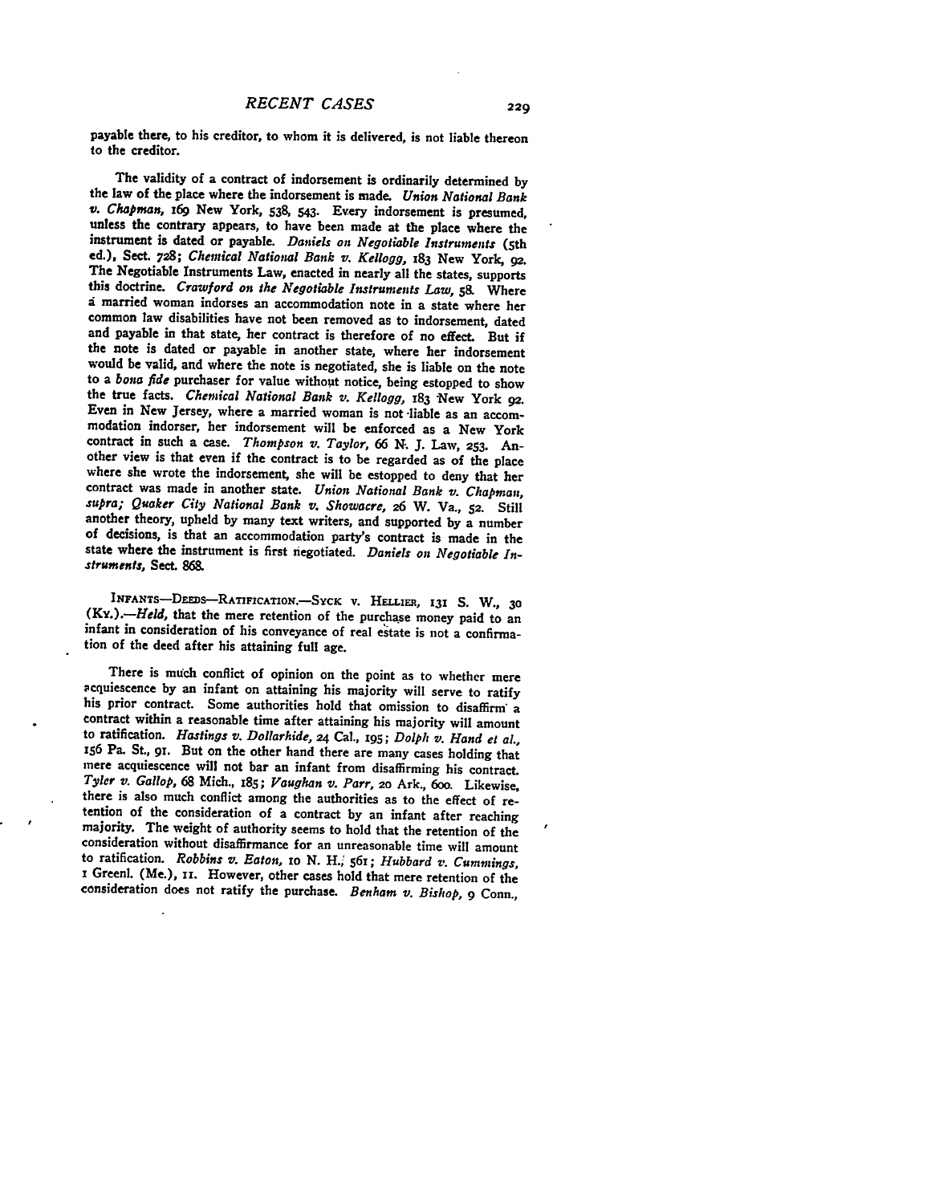payable there, to his creditor, to whom it is delivered, is not liable thereon to the creditor.

The validity of a contract of indorsement is ordinarily determined by the law of the place where the indorsement is made. *Union National Bank v. Chapman*, 169 New York, 538, 543. Every indorsement is presumed, unless the contrary appears, to have been made at the place where the instrument is dated or payable. *Daniels on Negotiable Instruments* (5th ed.), Sect. 728; *Chemical National Bank v. Kellogg*, 183 New York, 92. The Negotiable Instruments Law, enacted in nearly all the states, supports this doctrine. *Crawford on the Negotiable Instruments Law*, 58. Where a married woman indorses an accommodation note in a state where her common law disabilities have not been removed as to indorsement, dated and payable in that state, her contract is therefore of no effect. But if the note is dated or payable in another state, where her indorsement would be valid, and where the note is negotiated, she is liable on the note to a *bona fide* purchaser for value without notice, being estopped to show the true facts. *Chemical National Bank v. Kellogg*, 183 New York 92. Even in New Jersey, where a married woman is not liable as an accommodation indorser, her indorsement will be enforced as a New York contract in such a case. *Thompson v. Taylor*, 66 N. J. Law, 253. Another view is that even if the contract is to be regarded as of the place where she wrote the indorsement, she will be estopped to deny that her contract was made in another state. *Union National Bank v. Chapman, supra*; *Quaker City National Bank v. Showacre*, 26 W. Va., 52. Still another theory, upheld by many text writers, and supported by a number of decisions, is that an accommodation party's contract is made in the state where the instrument is first negotiated. *Daniels on Negotiable Instruments*, Sect. 868.

INFANTS—DEEDS—RATIFICATION.—SYCK v. HELLIER, 131 S. W., 30 (KY.).—*Held*, that the mere retention of the purchase money paid to an infant in consideration of his conveyance of real estate is not a confirmation of the deed after his attaining full age.

There is much conflict of opinion on the point as to whether mere acquiescence by an infant on attaining his majority will serve to ratify his prior contract. Some authorities hold that omission to disaffirm a contract within a reasonable time after attaining his majority will amount to ratification. *Hastings v. Dollarhide*, 24 Cal., 195; *Dolph v. Hand et al.*, 156 Pa. St., 91. But on the other hand there are many cases holding that mere acquiescence will not bar an infant from disaffirming his contract. *Tyler v. Gallop*, 68 Mich., 185; *Vaughan v. Parr*, 20 Ark., 600. Likewise, there is also much conflict among the authorities as to the effect of retention of the consideration of a contract by an infant after reaching majority. The weight of authority seems to hold that the retention of the consideration without disaffirmance for an unreasonable time will amount to ratification. *Robbins v. Eaton*, 10 N. H., 561; *Hubbard v. Cummings*, 1 Greenl. (Me.), 11. However, other cases hold that mere retention of the consideration does not ratify the purchase. *Benham v. Bishop*, 9 Conn.,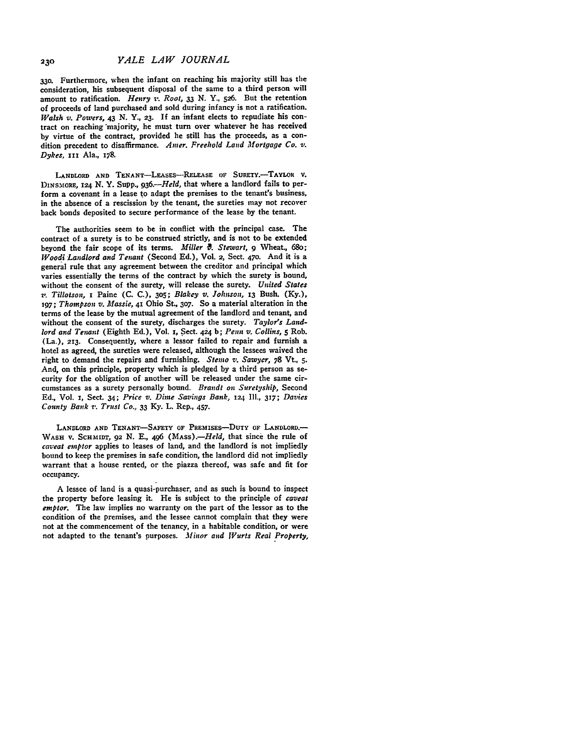330. Furthermore, when the infant on reaching his majority still has the consideration, his subsequent disposal of the same to a third person will amount to ratification. *Henry v. Root*, 33 N. Y., 526. But the retention of proceeds of land purchased and sold during infancy is not a ratification. *Walsh v. Powers*, 43 N. Y., 23. If an infant elects to repudiate his contract on reaching majority, he must turn over whatever he has received by virtue of the contract, provided he still has the proceeds, as a condition precedent to disaffirmance. *Amer. Freehold Land Mortgage Co. v. Dykes*, 111 Ala., 178.

LANDLORD AND TENANT—LEASES—RELEASE OF SURETY.—TAYLOR V. DINSMORE, 124 N. Y. Supp., 936.—*Held*, that where a landlord fails to perform a covenant in a lease to adapt the premises to the tenant's business, in the absence of a rescission by the tenant, the sureties may not recover back bonds deposited to secure performance of the lease by the tenant.

The authorities seem to be in conflict with the principal case. The contract of a surety is to be construed strictly, and is not to be extended beyond the fair scope of its terms. *Miller v. Stewart*, 9 Wheat., 680; *Wood Landlord and Tenant* (Second Ed.), Vol. 2, Sect. 470. And it is a general rule that any agreement between the creditor and principal which varies essentially the terms of the contract by which the surety is bound, without the consent of the surety, will release the surety. *United States v. Tillotson*, 1 Paine (C. C.), 305; *Blakey v. Johnson*, 13 Bush. (Ky.), 197; *Thompson v. Massie*, 41 Ohio St., 307. So a material alteration in the terms of the lease by the mutual agreement of the landlord and tenant, and without the consent of the surety, discharges the surety. *Taylor's Landlord and Tenant* (Eighth Ed.), Vol. 1, Sect. 424 b; *Penn v. Collins*, 5 Rob. (La.), 213. Consequently, where a lessor failed to repair and furnish a hotel as agreed, the sureties were released, although the lessees waived the right to demand the repairs and furnishing. *Stemo v. Sawyer*, 78 Vt., 5. And, on this principle, property which is pledged by a third person as security for the obligation of another will be released under the same circumstances as a surety personally bound. *Brandt on Suretyship*, Second Ed., Vol. 1, Sect. 34; *Price v. Dime Savings Bank*, 124 Ill., 317; *Davies County Bank v. Trust Co.*, 33 Ky. L. Rep., 457.

LANDLORD AND TENANT—SAFETY OF PREMISES—DUTY OF LANDLORD.—WASH V. SCHMIDT, 92 N. E., 496 (MASS).—*Held*, that since the rule of *caveat emptor* applies to leases of land, and the landlord is not impliedly bound to keep the premises in safe condition, the landlord did not impliedly warrant that a house rented, or the piazza thereof, was safe and fit for occupancy.

A lessee of land is a quasi-purchaser, and as such is bound to inspect the property before leasing it. He is subject to the principle of *caveat emptor*. The law implies no warranty on the part of the lessor as to the condition of the premises, and the lessee cannot complain that they were not at the commencement of the tenancy, in a habitable condition, or were not adapted to the tenant's purposes. *Minor and Wurts Real Property*,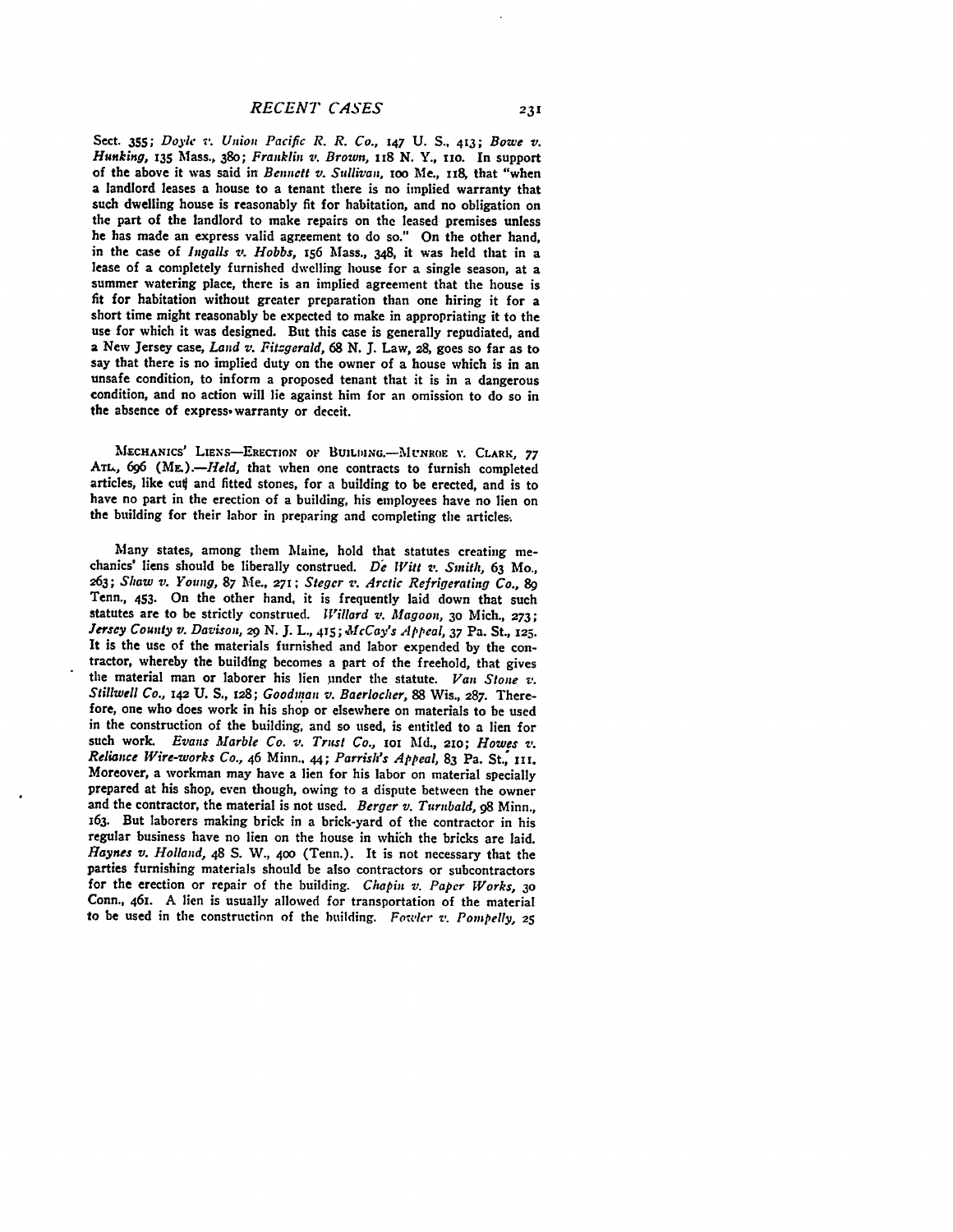Sect. 355; *Doyle v. Union Pacific R. R. Co.*, 147 U. S., 413; *Bowe v. Hunking*, 135 Mass., 380; *Franklin v. Brown*, 118 N. Y., 110. In support of the above it was said in *Bennett v. Sullivan*, 100 Me., 118, that "when a landlord leases a house to a tenant there is no implied warranty that such dwelling house is reasonably fit for habitation, and no obligation on the part of the landlord to make repairs on the leased premises unless he has made an express valid agreement to do so." On the other hand, in the case of *Ingalls v. Hobbs*, 156 Mass., 348, it was held that in a lease of a completely furnished dwelling house for a single season, at a summer watering place, there is an implied agreement that the house is fit for habitation without greater preparation than one hiring it for a short time might reasonably be expected to make in appropriating it to the use for which it was designed. But this case is generally repudiated, and a New Jersey case, *Land v. Fitzgerald*, 68 N. J. Law, 28, goes so far as to say that there is no implied duty on the owner of a house which is in an unsafe condition, to inform a proposed tenant that it is in a dangerous condition, and no action will lie against him for an omission to do so in the absence of express warranty or deceit.

MECHANICS' LIENS—ERECTION OF BUILDING.—MUNROE v. CLARK, 77 ATL., 696 (ME.).—*Held*, that when one contracts to furnish completed articles, like cut and fitted stones, for a building to be erected, and is to have no part in the erection of a building, his employees have no lien on the building for their labor in preparing and completing the articles.

Many states, among them Maine, hold that statutes creating mechanics' liens should be liberally construed. *De Witt v. Smith*, 63 Mo., 263; *Shaw v. Young*, 87 Me., 271; *Steger v. Arctic Refrigerating Co.*, 89 Tenn., 453. On the other hand, it is frequently laid down that such statutes are to be strictly construed. *Willard v. Magoon*, 30 Mich., 273; *Jersey County v. Davison*, 29 N. J. L., 415; *McCay's Appeal*, 37 Pa. St., 125. It is the use of the materials furnished and labor expended by the contractor, whereby the building becomes a part of the freehold, that gives the material man or laborer his lien under the statute. *Van Stone v. Stillwell Co.*, 142 U. S., 128; *Goodman v. Baerlocher*, 88 Wis., 287. Therefore, one who does work in his shop or elsewhere on materials to be used in the construction of the building, and so used, is entitled to a lien for such work. *Evans Marble Co. v. Trust Co.*, 101 Md., 210; *Howes v. Reliance Wire-works Co.*, 46 Minn., 44; *Parrish's Appeal*, 83 Pa. St., 111. Moreover, a workman may have a lien for his labor on material specially prepared at his shop, even though, owing to a dispute between the owner and the contractor, the material is not used. *Berger v. Turnbald*, 98 Minn., 163. But laborers making brick in a brick-yard of the contractor in his regular business have no lien on the house in which the bricks are laid. *Haynes v. Holland*, 48 S. W., 400 (Tenn.). It is not necessary that the parties furnishing materials should be also contractors or subcontractors for the erection or repair of the building. *Chapin v. Paper Works*, 30 Conn., 461. A lien is usually allowed for transportation of the material to be used in the construction of the building. *Fowler v. Pompelly*, 25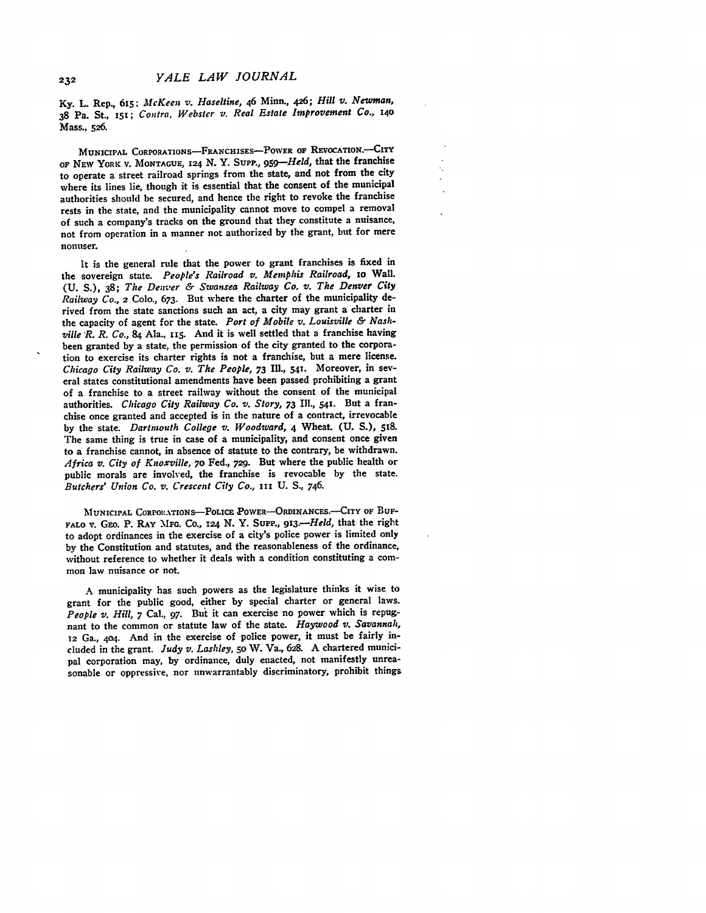Ky. L. Rep., 615; *McKeen v. Haseltine*, 46 Minn., 426; *Hill v. Newman*, 38 Pa. St., 151; *Contra, Webster v. Real Estate Improvement Co.*, 140 Mass., 526.

MUNICIPAL CORPORATIONS—FRANCHISES—POWER OF REVOCATION.—CITY OF NEW YORK V. MONTAGUE, 124 N. Y. SUPP., 959—*Held*, that the franchise to operate a street railroad springs from the state, and not from the city where its lines lie, though it is essential that the consent of the municipal authorities should be secured, and hence the right to revoke the franchise rests in the state, and the municipality cannot move to compel a removal of such a company's tracks on the ground that they constitute a nuisance, not from operation in a manner not authorized by the grant, but for mere nonuser.

It is the general rule that the power to grant franchises is fixed in the sovereign state. *People's Railroad v. Memphis Railroad*, 10 Wall. (U. S.), 38; *The Denver & Swansea Railway Co. v. The Denver City Railway Co.*, 2 Colo., 673. But where the charter of the municipality derived from the state sanctions such an act, a city may grant a charter in the capacity of agent for the state. *Port of Mobile v. Louisville & Nashville R. R. Co.*, 84 Ala., 115. And it is well settled that a franchise having been granted by a state, the permission of the city granted to the corporation to exercise its charter rights is not a franchise, but a mere license. *Chicago City Railway Co. v. The People*, 73 Ill., 541. Moreover, in several states constitutional amendments have been passed prohibiting a grant of a franchise to a street railway without the consent of the municipal authorities. *Chicago City Railway Co. v. Story*, 73 Ill., 541. But a franchise once granted and accepted is in the nature of a contract, irrevocable by the state. *Dartmouth College v. Woodward*, 4 Wheat. (U. S.), 518. The same thing is true in case of a municipality, and consent once given to a franchise cannot, in absence of statute to the contrary, be withdrawn. *Africa v. City of Knoxville*, 70 Fed., 729. But where the public health or public morals are involved, the franchise is revocable by the state. *Butchers' Union Co. v. Crescent City Co.*, 111 U. S., 746.

MUNICIPAL CORPORATIONS—POLICE POWER—ORDINANCES.—CITY OF BUFFALO V. GEO. P. RAY MFG. CO., 124 N. Y. SUPP., 913.—*Held*, that the right to adopt ordinances in the exercise of a city's police power is limited only by the Constitution and statutes, and the reasonableness of the ordinance, without reference to whether it deals with a condition constituting a common law nuisance or not.

A municipality has such powers as the legislature thinks it wise to grant for the public good, either by special charter or general laws. *People v. Hill*, 7 Cal., 97. But it can exercise no power which is repugnant to the common or statute law of the state. *Haywood v. Savannah*, 12 Ga., 404. And in the exercise of police power, it must be fairly included in the grant. *Judy v. Lashley*, 50 W. Va., 628. A chartered municipal corporation may, by ordinance, duly enacted, not manifestly unreasonable or oppressive, nor unwarrantably discriminatory, prohibit things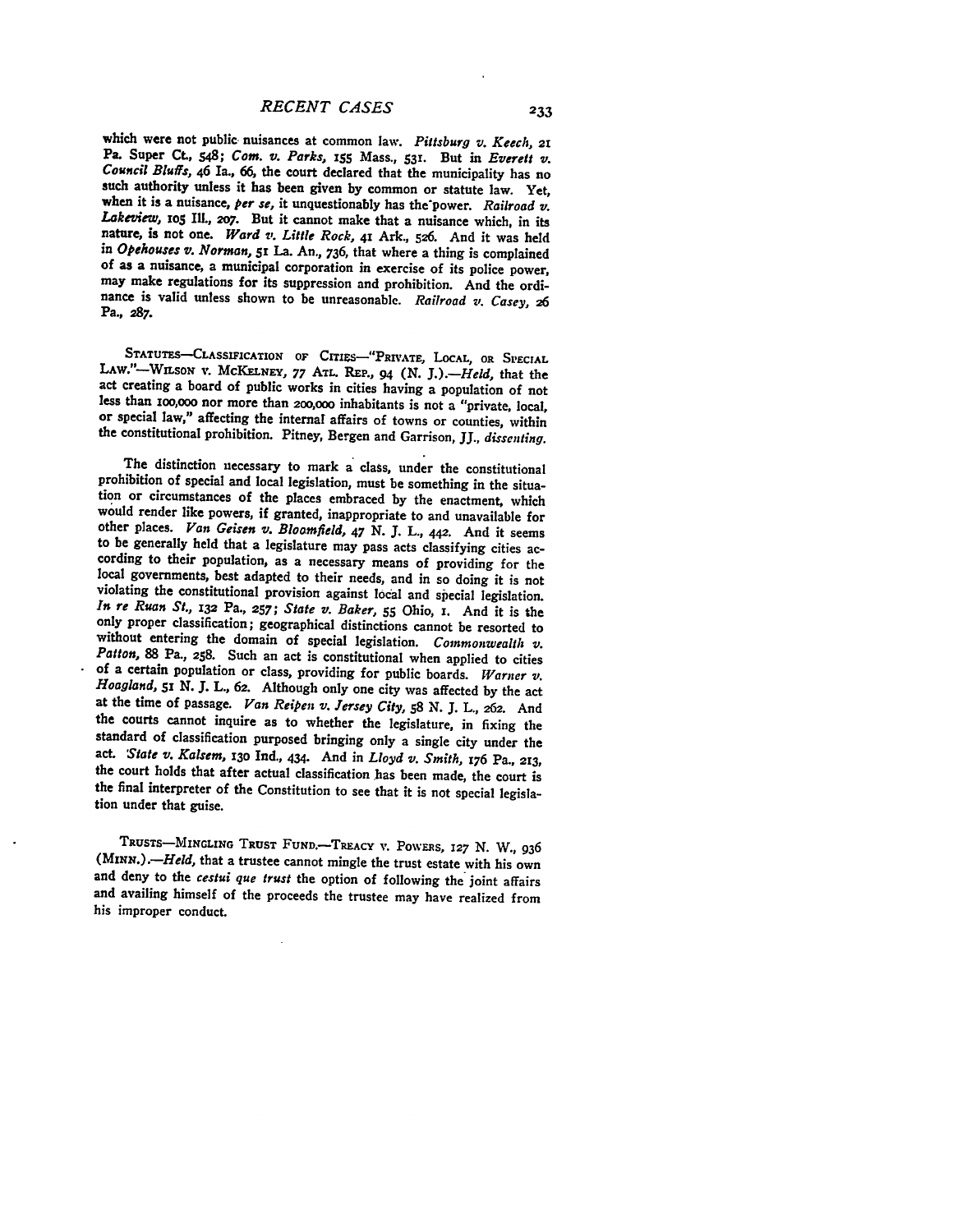which were not public nuisances at common law. *Pittsburg v. Keech*, 21 Pa. Super Ct., 548; *Com. v. Parks*, 155 Mass., 531. But in *Everett v. Council Bluffs*, 46 Ia., 66, the court declared that the municipality has no such authority unless it has been given by common or statute law. Yet, when it is a nuisance, *per se*, it unquestionably has the power. *Railroad v. Lakeview*, 105 Ill., 207. But it cannot make that a nuisance which, in its nature, is not one. *Ward v. Little Rock*, 41 Ark., 526. And it was held in *Opehouses v. Norman*, 51 La. An., 736, that where a thing is complained of as a nuisance, a municipal corporation in exercise of its police power, may make regulations for its suppression and prohibition. And the ordinance is valid unless shown to be unreasonable. *Railroad v. Casey*, 26 Pa., 287.

STATUTES—CLASSIFICATION OF CITIES—"PRIVATE, LOCAL, OR SPECIAL LAW."—WILSON v. MCKELNEY, 77 ATL. REP., 94 (N. J.).—*Held*, that the act creating a board of public works in cities having a population of not less than 100,000 nor more than 200,000 inhabitants is not a "private, local, or special law," affecting the internal affairs of towns or counties, within the constitutional prohibition. Pitney, Bergen and Garrison, JJ., *dissenting*.

The distinction necessary to mark a class, under the constitutional prohibition of special and local legislation, must be something in the situation or circumstances of the places embraced by the enactment, which would render like powers, if granted, inappropriate to and unavailable for other places. *Van Geisen v. Bloomfield*, 47 N. J. L., 442. And it seems to be generally held that a legislature may pass acts classifying cities according to their population, as a necessary means of providing for the local governments, best adapted to their needs, and in so doing it is not violating the constitutional provision against local and special legislation. *In re Ruan St.*, 132 Pa., 257; *State v. Baker*, 55 Ohio, 1. And it is the only proper classification; geographical distinctions cannot be resorted to without entering the domain of special legislation. *Commonwealth v. Patton*, 88 Pa., 258. Such an act is constitutional when applied to cities of a certain population or class, providing for public boards. *Warner v. Hoagland*, 51 N. J. L., 62. Although only one city was affected by the act at the time of passage. *Van Reipen v. Jersey City*, 58 N. J. L., 262. And the courts cannot inquire as to whether the legislature, in fixing the standard of classification purposed bringing only a single city under the act. *State v. Kalsem*, 130 Ind., 434. And in *Lloyd v. Smith*, 176 Pa., 213, the court holds that after actual classification has been made, the court is the final interpreter of the Constitution to see that it is not special legislation under that guise.

TRUSTS—MINGLING TRUST FUND.—TREACY v. POWERS, 127 N. W., 936 (MINN.).—*Held*, that a trustee cannot mingle the trust estate with his own and deny to the *cestui que trust* the option of following the joint affairs and availing himself of the proceeds the trustee may have realized from his improper conduct.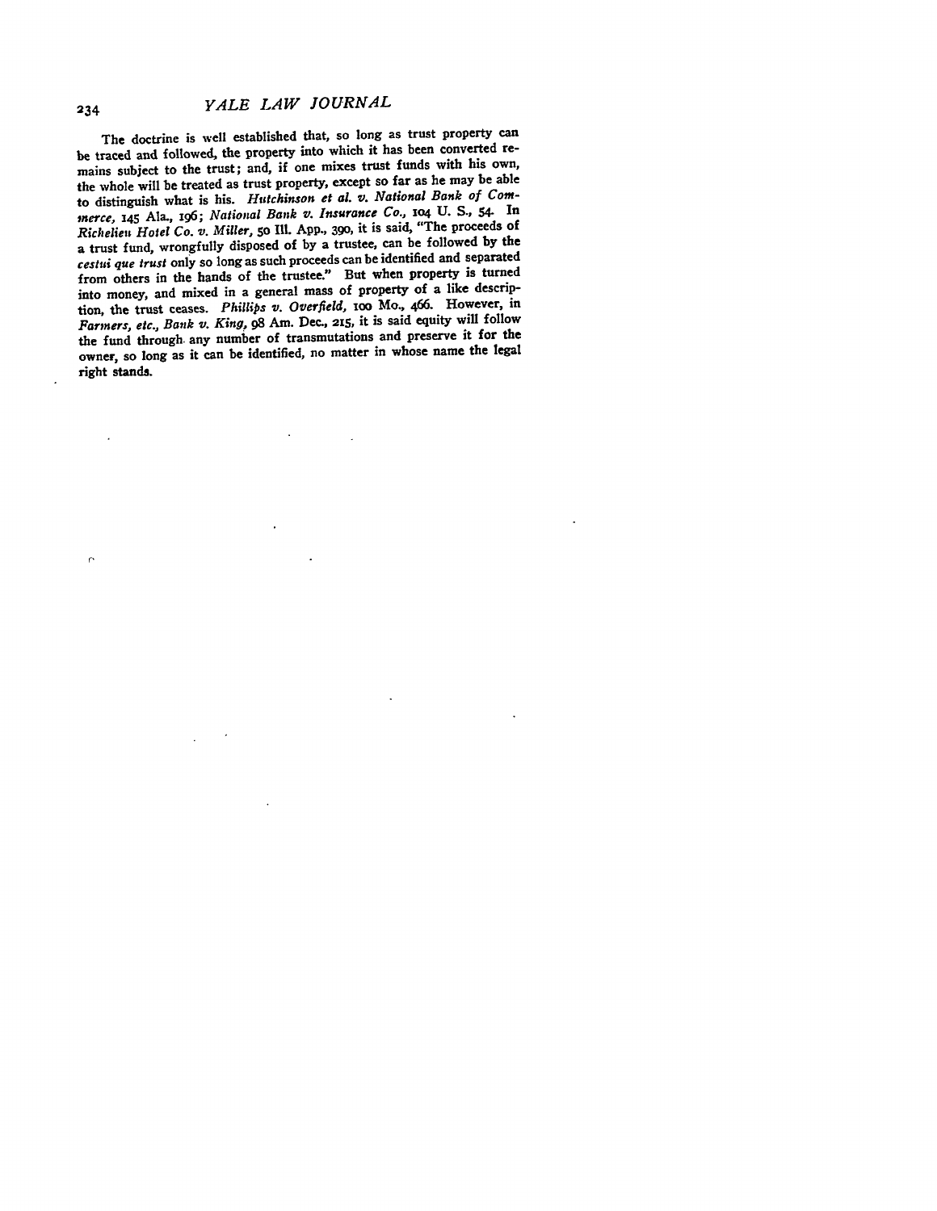The doctrine is well established that, so long as trust property can be traced and followed, the property into which it has been converted remains subject to the trust; and, if one mixes trust funds with his own, the whole will be treated as trust property, except so far as he may be able to distinguish what is his. *Hutchinson et al. v. National Bank of Commerce*, 145 Ala., 196; *National Bank v. Insurance Co.*, 104 U. S., 54. In *Richelieu Hotel Co. v. Miller*, 50 Ill. App., 390, it is said, "The proceeds of a trust fund, wrongfully disposed of by a trustee, can be followed by the *cestui que trust* only so long as such proceeds can be identified and separated from others in the hands of the trustee." But when property is turned into money, and mixed in a general mass of property of a like description, the trust ceases. *Phillips v. Overfield*, 100 Mo., 466. However, in *Farmers, etc., Bank v. King*, 98 Am. Dec., 215, it is said equity will follow the fund through any number of transmutations and preserve it for the owner, so long as it can be identified, no matter in whose name the legal right stands.